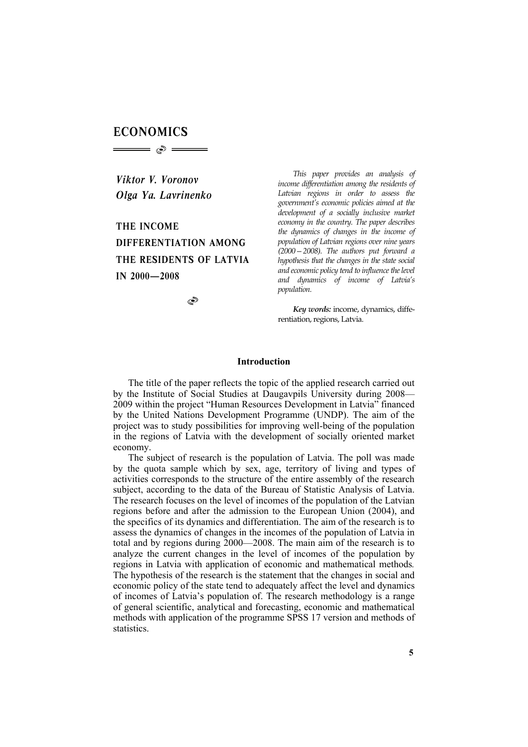# ECONOMICS

*Viktor V. Voronov*
*Olga Ya. Lavrinenko*

## THE INCOME DIFFERENTIATION AMONG THE RESIDENTS OF LATVIA IN 2000—2008

*This paper provides an analysis of income differentiation among the residents of Latvian regions in order to assess the government's economic policies aimed at the development of a socially inclusive market economy in the country. The paper describes the dynamics of changes in the income of population of Latvian regions over nine years (2000—2008). The authors put forward a hypothesis that the changes in the state social and economic policy tend to influence the level and dynamics of income of Latvia's population.*

***Key words:*** income, dynamics, differentiation, regions, Latvia.

### Introduction

The title of the paper reflects the topic of the applied research carried out by the Institute of Social Studies at Daugavpils University during 2008—2009 within the project "Human Resources Development in Latvia" financed by the United Nations Development Programme (UNDP). The aim of the project was to study possibilities for improving well-being of the population in the regions of Latvia with the development of socially oriented market economy.

The subject of research is the population of Latvia. The poll was made by the quota sample which by sex, age, territory of living and types of activities corresponds to the structure of the entire assembly of the research subject, according to the data of the Bureau of Statistic Analysis of Latvia. The research focuses on the level of incomes of the population of the Latvian regions before and after the admission to the European Union (2004), and the specifics of its dynamics and differentiation. The aim of the research is to assess the dynamics of changes in the incomes of the population of Latvia in total and by regions during 2000—2008. The main aim of the research is to analyze the current changes in the level of incomes of the population by regions in Latvia with application of economic and mathematical methods. The hypothesis of the research is the statement that the changes in social and economic policy of the state tend to adequately affect the level and dynamics of incomes of Latvia's population of. The research methodology is a range of general scientific, analytical and forecasting, economic and mathematical methods with application of the programme SPSS 17 version and methods of statistics.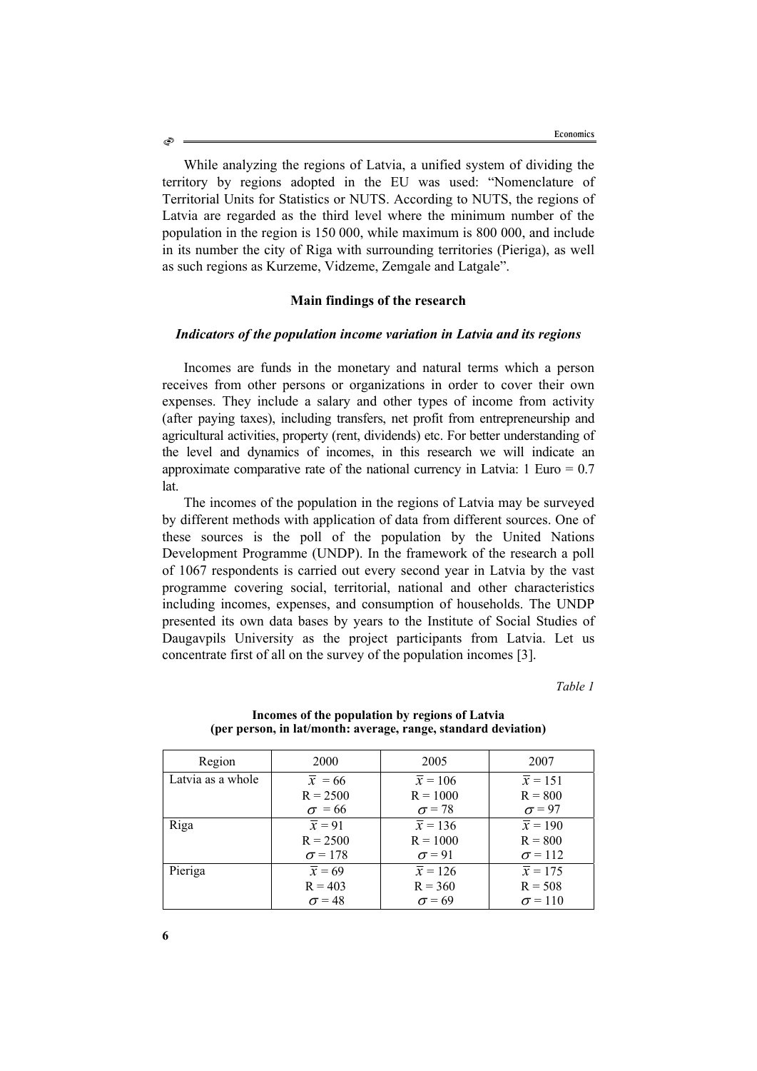While analyzing the regions of Latvia, a unified system of dividing the territory by regions adopted in the EU was used: "Nomenclature of Territorial Units for Statistics or NUTS. According to NUTS, the regions of Latvia are regarded as the third level where the minimum number of the population in the region is 150 000, while maximum is 800 000, and include in its number the city of Riga with surrounding territories (Pieriga), as well as such regions as Kurzeme, Vidzeme, Zemgale and Latgale".

## Main findings of the research

### *Indicators of the population income variation in Latvia and its regions*

Incomes are funds in the monetary and natural terms which a person receives from other persons or organizations in order to cover their own expenses. They include a salary and other types of income from activity (after paying taxes), including transfers, net profit from entrepreneurship and agricultural activities, property (rent, dividends) etc. For better understanding of the level and dynamics of incomes, in this research we will indicate an approximate comparative rate of the national currency in Latvia: 1 Euro = 0.7 lat.

The incomes of the population in the regions of Latvia may be surveyed by different methods with application of data from different sources. One of these sources is the poll of the population by the United Nations Development Programme (UNDP). In the framework of the research a poll of 1067 respondents is carried out every second year in Latvia by the vast programme covering social, territorial, national and other characteristics including incomes, expenses, and consumption of households. The UNDP presented its own data bases by years to the Institute of Social Studies of Daugavpils University as the project participants from Latvia. Let us concentrate first of all on the survey of the population incomes [3].

*Table 1*

**Incomes of the population by regions of Latvia**
**(per person, in lat/month: average, range, standard deviation)**

| Region | 2000 | 2005 | 2007 |
|---|---|---|---|
| Latvia as a whole | $\bar{x}$ = 66<br>R = 2500<br>$\sigma$ = 66 | $\bar{x}$ = 106<br>R = 1000<br>$\sigma$ = 78 | $\bar{x}$ = 151<br>R = 800<br>$\sigma$ = 97 |
| Riga | $\bar{x}$ = 91<br>R = 2500<br>$\sigma$ = 178 | $\bar{x}$ = 136<br>R = 1000<br>$\sigma$ = 91 | $\bar{x}$ = 190<br>R = 800<br>$\sigma$ = 112 |
| Pieriga | $\bar{x}$ = 69<br>R = 403<br>$\sigma$ = 48 | $\bar{x}$ = 126<br>R = 360<br>$\sigma$ = 69 | $\bar{x}$ = 175<br>R = 508<br>$\sigma$ = 110 |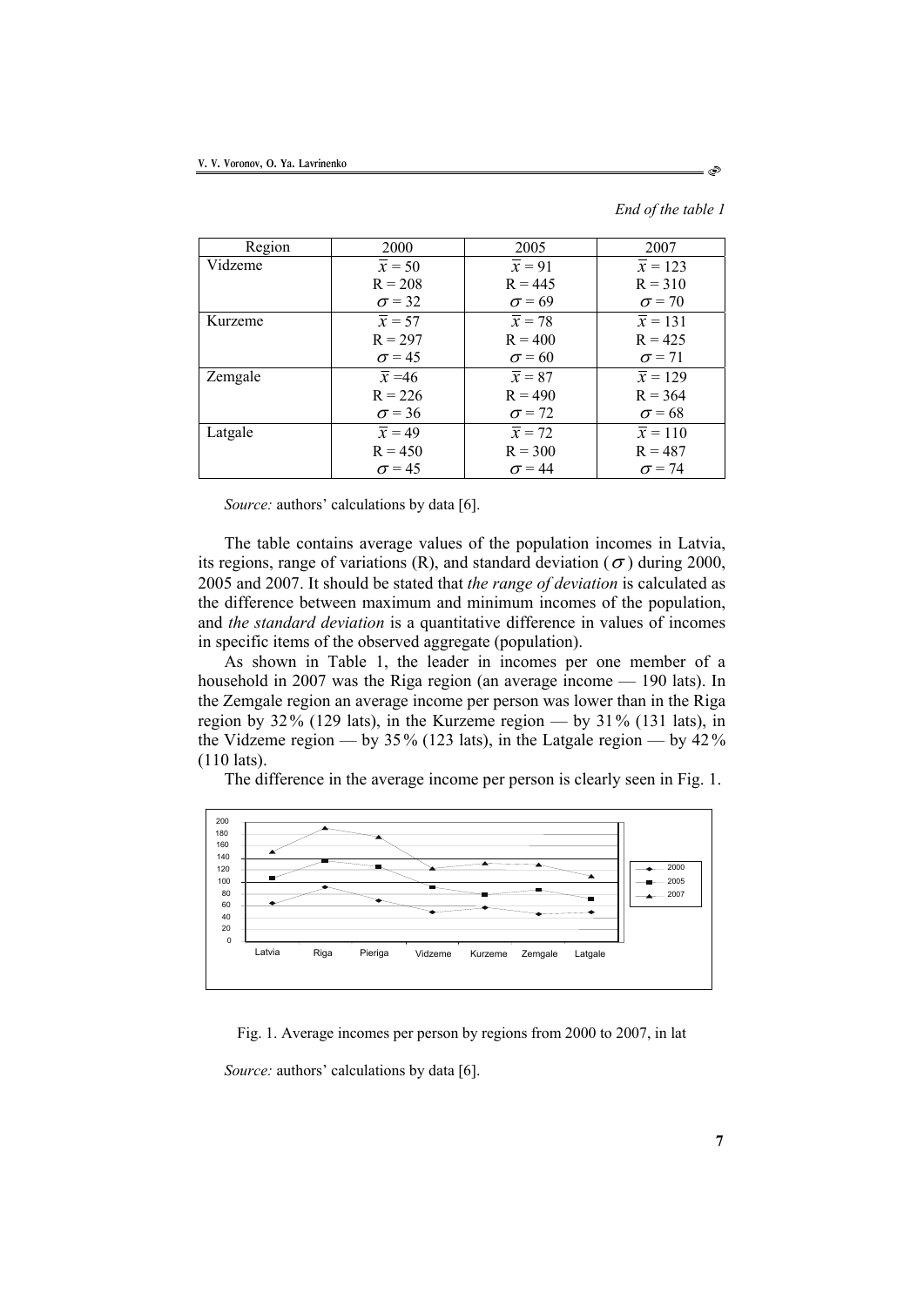*End of the table 1*

| Region | 2000 | 2005 | 2007 |
|---|---|---|---|
| Vidzeme | $\bar{x} = 50$<br>$R = 208$<br>$\sigma = 32$ | $\bar{x} = 91$<br>$R = 445$<br>$\sigma = 69$ | $\bar{x} = 123$<br>$R = 310$<br>$\sigma = 70$ |
| Kurzeme | $\bar{x} = 57$<br>$R = 297$<br>$\sigma = 45$ | $\bar{x} = 78$<br>$R = 400$<br>$\sigma = 60$ | $\bar{x} = 131$<br>$R = 425$<br>$\sigma = 71$ |
| Zemgale | $\bar{x} = 46$<br>$R = 226$<br>$\sigma = 36$ | $\bar{x} = 87$<br>$R = 490$<br>$\sigma = 72$ | $\bar{x} = 129$<br>$R = 364$<br>$\sigma = 68$ |
| Latgale | $\bar{x} = 49$<br>$R = 450$<br>$\sigma = 45$ | $\bar{x} = 72$<br>$R = 300$<br>$\sigma = 44$ | $\bar{x} = 110$<br>$R = 487$<br>$\sigma = 74$ |

*Source:* authors' calculations by data [6].

The table contains average values of the population incomes in Latvia, its regions, range of variations (R), and standard deviation ($\sigma$) during 2000, 2005 and 2007. It should be stated that *the range of deviation* is calculated as the difference between maximum and minimum incomes of the population, and *the standard deviation* is a quantitative difference in values of incomes in specific items of the observed aggregate (population).

As shown in Table 1, the leader in incomes per one member of a household in 2007 was the Riga region (an average income — 190 lats). In the Zemgale region an average income per person was lower than in the Riga region by 32% (129 lats), in the Kurzeme region — by 31% (131 lats), in the Vidzeme region — by 35% (123 lats), in the Latgale region — by 42% (110 lats).

The difference in the average income per person is clearly seen in Fig. 1.

Fig. 1. Average incomes per person by regions from 2000 to 2007, in lat

*Source:* authors' calculations by data [6].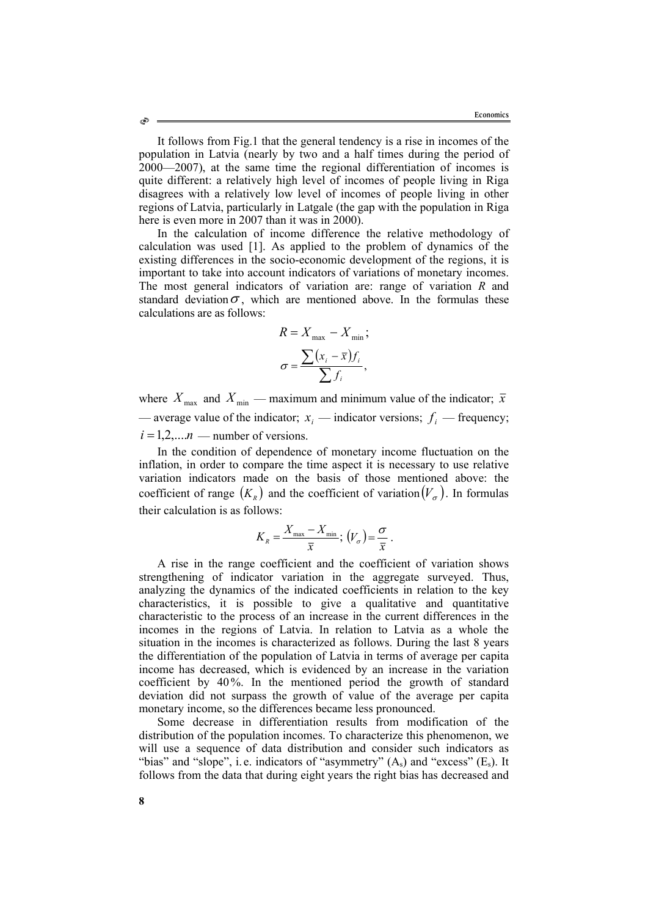It follows from Fig.1 that the general tendency is a rise in incomes of the population in Latvia (nearly by two and a half times during the period of 2000—2007), at the same time the regional differentiation of incomes is quite different: a relatively high level of incomes of people living in Riga disagrees with a relatively low level of incomes of people living in other regions of Latvia, particularly in Latgale (the gap with the population in Riga here is even more in 2007 than it was in 2000).

In the calculation of income difference the relative methodology of calculation was used [1]. As applied to the problem of dynamics of the existing differences in the socio-economic development of the regions, it is important to take into account indicators of variations of monetary incomes. The most general indicators of variation are: range of variation $R$ and standard deviation $\sigma$, which are mentioned above. In the formulas these calculations are as follows:

$$R = X_{\max} - X_{\min};$$

$$\sigma = \frac{\sum (x_i - \bar{x}) f_i}{\sum f_i},$$

where $X_{\max}$ and $X_{\min}$ — maximum and minimum value of the indicator; $\bar{x}$ — average value of the indicator; $x_i$ — indicator versions; $f_i$ — frequency; $i = 1,2,...n$ — number of versions.

In the condition of dependence of monetary income fluctuation on the inflation, in order to compare the time aspect it is necessary to use relative variation indicators made on the basis of those mentioned above: the coefficient of range $(K_R)$ and the coefficient of variation $(V_\sigma)$. In formulas their calculation is as follows:

$$K_R = \frac{X_{\max} - X_{\min}}{\bar{x}}; \; (V_\sigma) = \frac{\sigma}{\bar{x}}.$$

A rise in the range coefficient and the coefficient of variation shows strengthening of indicator variation in the aggregate surveyed. Thus, analyzing the dynamics of the indicated coefficients in relation to the key characteristics, it is possible to give a qualitative and quantitative characteristic to the process of an increase in the current differences in the incomes in the regions of Latvia. In relation to Latvia as a whole the situation in the incomes is characterized as follows. During the last 8 years the differentiation of the population of Latvia in terms of average per capita income has decreased, which is evidenced by an increase in the variation coefficient by 40%. In the mentioned period the growth of standard deviation did not surpass the growth of value of the average per capita monetary income, so the differences became less pronounced.

Some decrease in differentiation results from modification of the distribution of the population incomes. To characterize this phenomenon, we will use a sequence of data distribution and consider such indicators as "bias" and "slope", i.e. indicators of "asymmetry" ($A_s$) and "excess" ($E_s$). It follows from the data that during eight years the right bias has decreased and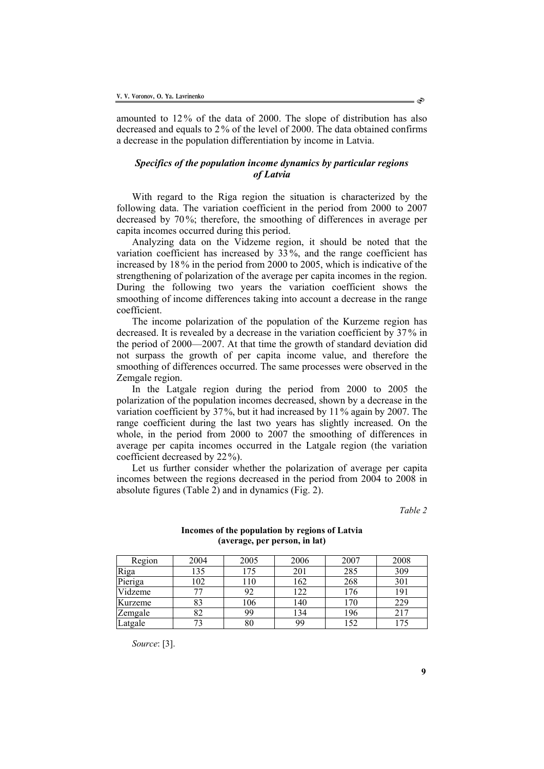amounted to 12 % of the data of 2000. The slope of distribution has also decreased and equals to 2 % of the level of 2000. The data obtained confirms a decrease in the population differentiation by income in Latvia.

### *Specifics of the population income dynamics by particular regions of Latvia*

With regard to the Riga region the situation is characterized by the following data. The variation coefficient in the period from 2000 to 2007 decreased by 70 %; therefore, the smoothing of differences in average per capita incomes occurred during this period.

Analyzing data on the Vidzeme region, it should be noted that the variation coefficient has increased by 33 %, and the range coefficient has increased by 18 % in the period from 2000 to 2005, which is indicative of the strengthening of polarization of the average per capita incomes in the region. During the following two years the variation coefficient shows the smoothing of income differences taking into account a decrease in the range coefficient.

The income polarization of the population of the Kurzeme region has decreased. It is revealed by a decrease in the variation coefficient by 37 % in the period of 2000—2007. At that time the growth of standard deviation did not surpass the growth of per capita income value, and therefore the smoothing of differences occurred. The same processes were observed in the Zemgale region.

In the Latgale region during the period from 2000 to 2005 the polarization of the population incomes decreased, shown by a decrease in the variation coefficient by 37 %, but it had increased by 11 % again by 2007. The range coefficient during the last two years has slightly increased. On the whole, in the period from 2000 to 2007 the smoothing of differences in average per capita incomes occurred in the Latgale region (the variation coefficient decreased by 22 %).

Let us further consider whether the polarization of average per capita incomes between the regions decreased in the period from 2004 to 2008 in absolute figures (Table 2) and in dynamics (Fig. 2).

*Table 2*

**Incomes of the population by regions of Latvia (average, per person, in lat)**

| Region | 2004 | 2005 | 2006 | 2007 | 2008 |
|---|---|---|---|---|---|
| Riga | 135 | 175 | 201 | 285 | 309 |
| Pieriga | 102 | 110 | 162 | 268 | 301 |
| Vidzeme | 77 | 92 | 122 | 176 | 191 |
| Kurzeme | 83 | 106 | 140 | 170 | 229 |
| Zemgale | 82 | 99 | 134 | 196 | 217 |
| Latgale | 73 | 80 | 99 | 152 | 175 |

*Source*: [3].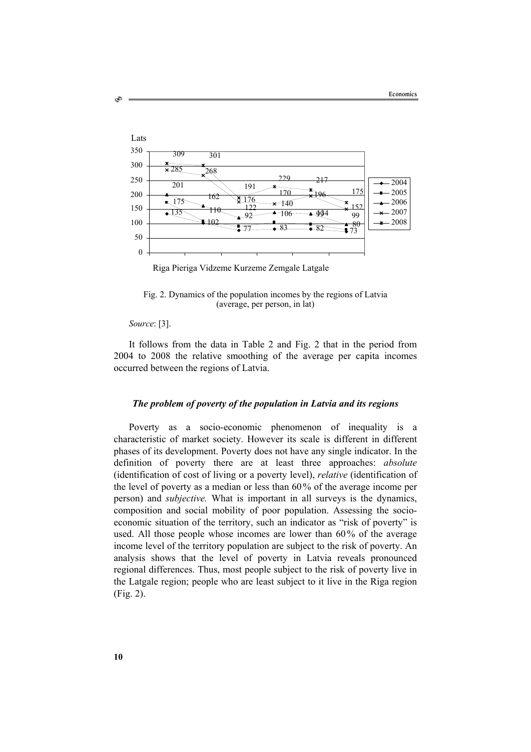Fig. 2. Dynamics of the population incomes by the regions of Latvia (average, per person, in lat)

*Source*: [3].

It follows from the data in Table 2 and Fig. 2 that in the period from 2004 to 2008 the relative smoothing of the average per capita incomes occurred between the regions of Latvia.

### *The problem of poverty of the population in Latvia and its regions*

Poverty as a socio-economic phenomenon of inequality is a characteristic of market society. However its scale is different in different phases of its development. Poverty does not have any single indicator. In the definition of poverty there are at least three approaches: *absolute* (identification of cost of living or a poverty level), *relative* (identification of the level of poverty as a median or less than 60 % of the average income per person) and *subjective.* What is important in all surveys is the dynamics, composition and social mobility of poor population. Assessing the socio-economic situation of the territory, such an indicator as "risk of poverty" is used. All those people whose incomes are lower than 60 % of the average income level of the territory population are subject to the risk of poverty. An analysis shows that the level of poverty in Latvia reveals pronounced regional differences. Thus, most people subject to the risk of poverty live in the Latgale region; people who are least subject to it live in the Riga region (Fig. 2).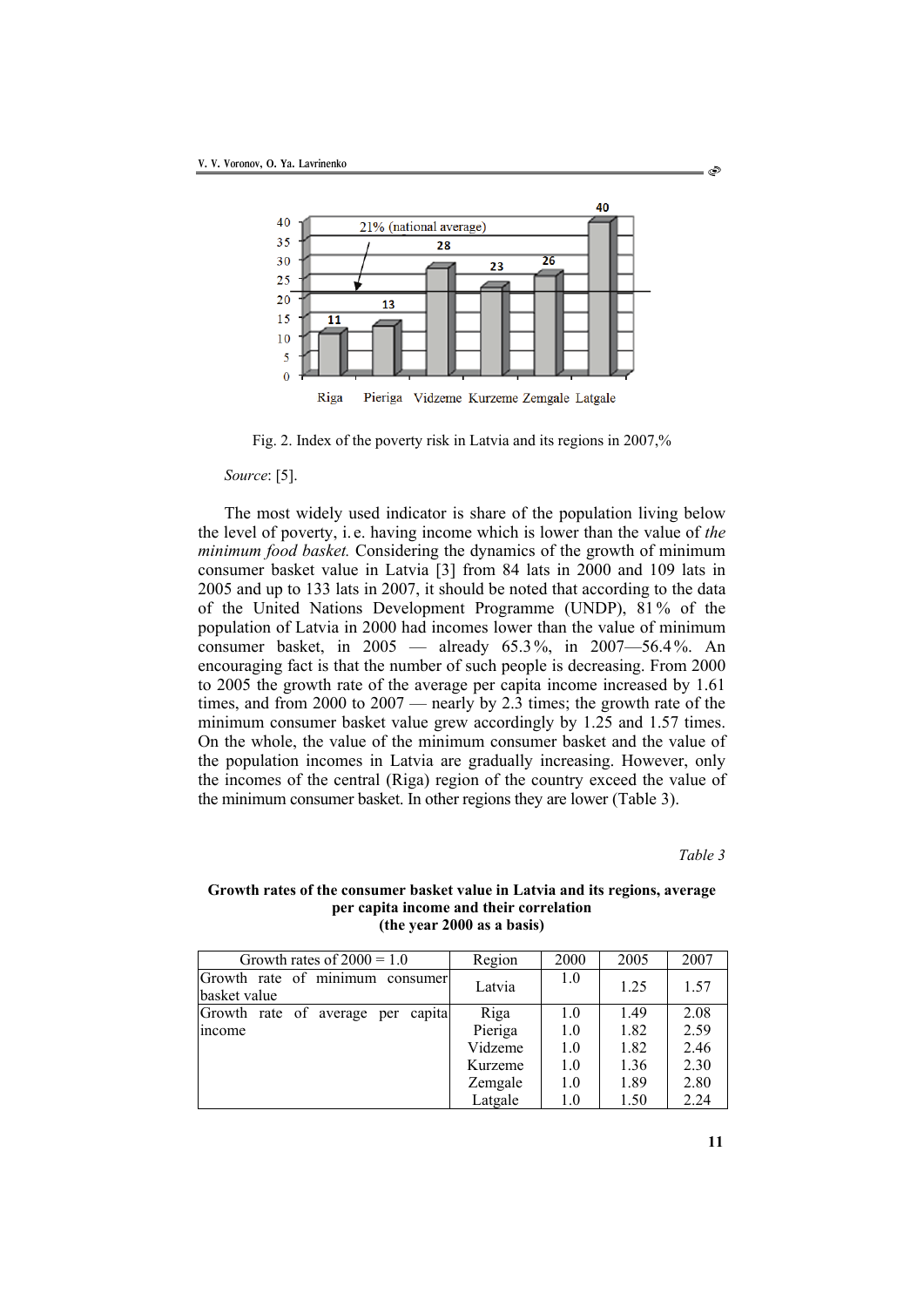Fig. 2. Index of the poverty risk in Latvia and its regions in 2007,%

*Source*: [5].

The most widely used indicator is share of the population living below the level of poverty, i. e. having income which is lower than the value of *the minimum food basket.* Considering the dynamics of the growth of minimum consumer basket value in Latvia [3] from 84 lats in 2000 and 109 lats in 2005 and up to 133 lats in 2007, it should be noted that according to the data of the United Nations Development Programme (UNDP), 81 % of the population of Latvia in 2000 had incomes lower than the value of minimum consumer basket, in 2005 — already 65.3 %, in 2007—56.4 %. An encouraging fact is that the number of such people is decreasing. From 2000 to 2005 the growth rate of the average per capita income increased by 1.61 times, and from 2000 to 2007 — nearly by 2.3 times; the growth rate of the minimum consumer basket value grew accordingly by 1.25 and 1.57 times. On the whole, the value of the minimum consumer basket and the value of the population incomes in Latvia are gradually increasing. However, only the incomes of the central (Riga) region of the country exceed the value of the minimum consumer basket. In other regions they are lower (Table 3).

*Table 3*

**Growth rates of the consumer basket value in Latvia and its regions, average per capita income and their correlation (the year 2000 as a basis)**

| Growth rates of 2000 = 1.0 | Region | 2000 | 2005 | 2007 |
|---|---|---|---|---|
| Growth rate of minimum consumer basket value | Latvia | 1.0 | 1.25 | 1.57 |
| Growth rate of average per capita income | Riga | 1.0 | 1.49 | 2.08 |
| | Pieriga | 1.0 | 1.82 | 2.59 |
| | Vidzeme | 1.0 | 1.82 | 2.46 |
| | Kurzeme | 1.0 | 1.36 | 2.30 |
| | Zemgale | 1.0 | 1.89 | 2.80 |
| | Latgale | 1.0 | 1.50 | 2.24 |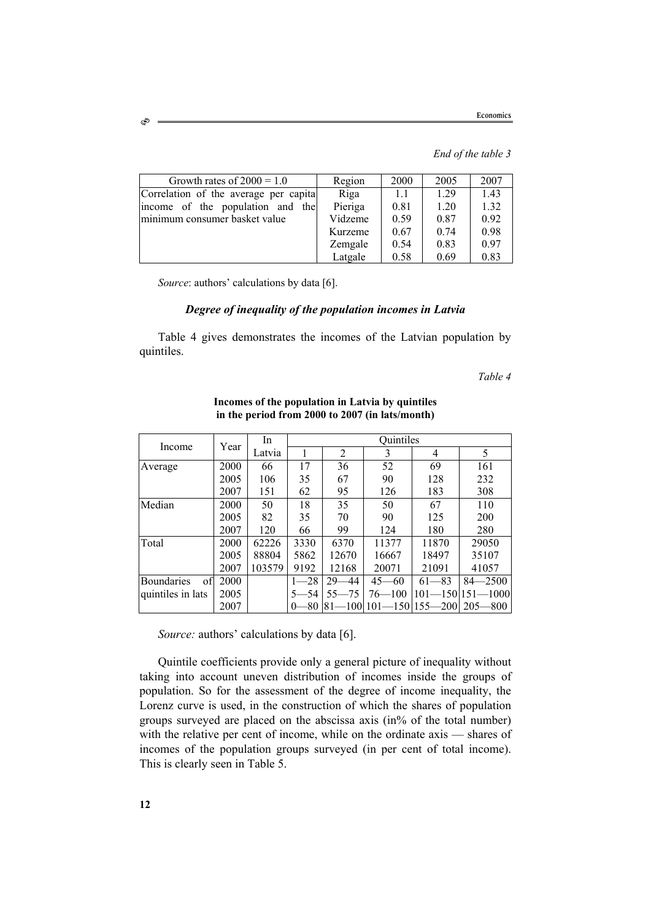*End of the table 3*

| Growth rates of 2000 = 1.0 | Region | 2000 | 2005 | 2007 |
|---|---|---|---|---|
| Correlation of the average per capita income of the population and the minimum consumer basket value | Riga | 1.1 | 1.29 | 1.43 |
| | Pieriga | 0.81 | 1.20 | 1.32 |
| | Vidzeme | 0.59 | 0.87 | 0.92 |
| | Kurzeme | 0.67 | 0.74 | 0.98 |
| | Zemgale | 0.54 | 0.83 | 0.97 |
| | Latgale | 0.58 | 0.69 | 0.83 |

*Source*: authors' calculations by data [6].

### *Degree of inequality of the population incomes in Latvia*

Table 4 gives demonstrates the incomes of the Latvian population by quintiles.

*Table 4*

**Incomes of the population in Latvia by quintiles in the period from 2000 to 2007 (in lats/month)**

| Income | Year | In Latvia | Quintiles | | | | |
|---|---|---|---|---|---|---|---|
| | | | 1 | 2 | 3 | 4 | 5 |
| Average | 2000 | 66 | 17 | 36 | 52 | 69 | 161 |
| | 2005 | 106 | 35 | 67 | 90 | 128 | 232 |
| | 2007 | 151 | 62 | 95 | 126 | 183 | 308 |
| Median | 2000 | 50 | 18 | 35 | 50 | 67 | 110 |
| | 2005 | 82 | 35 | 70 | 90 | 125 | 200 |
| | 2007 | 120 | 66 | 99 | 124 | 180 | 280 |
| Total | 2000 | 62226 | 3330 | 6370 | 11377 | 11870 | 29050 |
| | 2005 | 88804 | 5862 | 12670 | 16667 | 18497 | 35107 |
| | 2007 | 103579 | 9192 | 12168 | 20071 | 21091 | 41057 |
| Boundaries of quintiles in lats | 2000 | | 1—28 | 29—44 | 45—60 | 61—83 | 84—2500 |
| | 2005 | | 5—54 | 55—75 | 76—100 | 101—150 | 151—1000 |
| | 2007 | | 0—80 | 81—100 | 101—150 | 155—200 | 205—800 |

*Source:* authors' calculations by data [6].

Quintile coefficients provide only a general picture of inequality without taking into account uneven distribution of incomes inside the groups of population. So for the assessment of the degree of income inequality, the Lorenz curve is used, in the construction of which the shares of population groups surveyed are placed on the abscissa axis (in% of the total number) with the relative per cent of income, while on the ordinate axis — shares of incomes of the population groups surveyed (in per cent of total income). This is clearly seen in Table 5.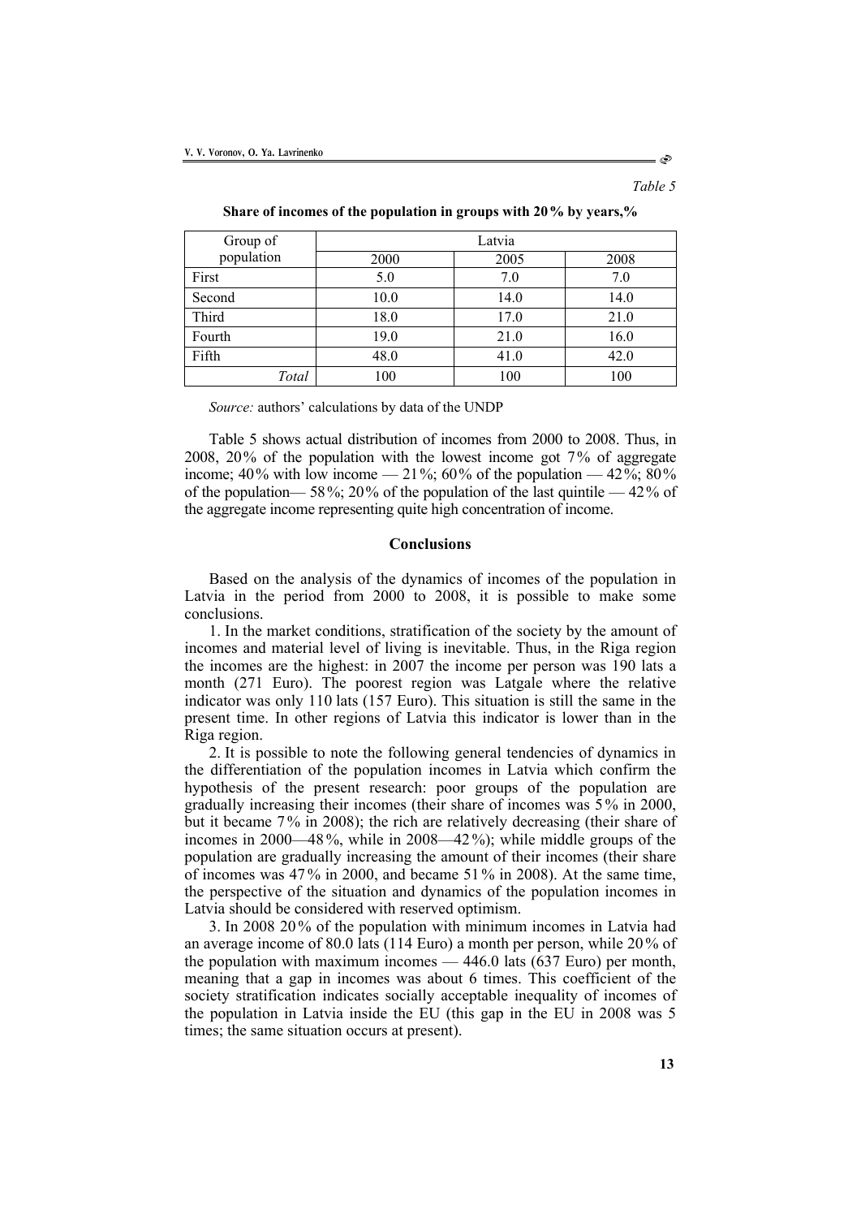*Table 5*

**Share of incomes of the population in groups with 20% by years,%**

| Group of population | Latvia | | |
|---|---|---|---|
| | 2000 | 2005 | 2008 |
| First | 5.0 | 7.0 | 7.0 |
| Second | 10.0 | 14.0 | 14.0 |
| Third | 18.0 | 17.0 | 21.0 |
| Fourth | 19.0 | 21.0 | 16.0 |
| Fifth | 48.0 | 41.0 | 42.0 |
| *Total* | 100 | 100 | 100 |

*Source:* authors' calculations by data of the UNDP

Table 5 shows actual distribution of incomes from 2000 to 2008. Thus, in 2008, 20% of the population with the lowest income got 7% of aggregate income; 40% with low income — 21%; 60% of the population — 42%; 80% of the population— 58%; 20% of the population of the last quintile — 42% of the aggregate income representing quite high concentration of income.

## Conclusions

Based on the analysis of the dynamics of incomes of the population in Latvia in the period from 2000 to 2008, it is possible to make some conclusions.

1. In the market conditions, stratification of the society by the amount of incomes and material level of living is inevitable. Thus, in the Riga region the incomes are the highest: in 2007 the income per person was 190 lats a month (271 Euro). The poorest region was Latgale where the relative indicator was only 110 lats (157 Euro). This situation is still the same in the present time. In other regions of Latvia this indicator is lower than in the Riga region.

2. It is possible to note the following general tendencies of dynamics in the differentiation of the population incomes in Latvia which confirm the hypothesis of the present research: poor groups of the population are gradually increasing their incomes (their share of incomes was 5% in 2000, but it became 7% in 2008); the rich are relatively decreasing (their share of incomes in 2000—48%, while in 2008—42%); while middle groups of the population are gradually increasing the amount of their incomes (their share of incomes was 47% in 2000, and became 51% in 2008). At the same time, the perspective of the situation and dynamics of the population incomes in Latvia should be considered with reserved optimism.

3. In 2008 20% of the population with minimum incomes in Latvia had an average income of 80.0 lats (114 Euro) a month per person, while 20% of the population with maximum incomes — 446.0 lats (637 Euro) per month, meaning that a gap in incomes was about 6 times. This coefficient of the society stratification indicates socially acceptable inequality of incomes of the population in Latvia inside the EU (this gap in the EU in 2008 was 5 times; the same situation occurs at present).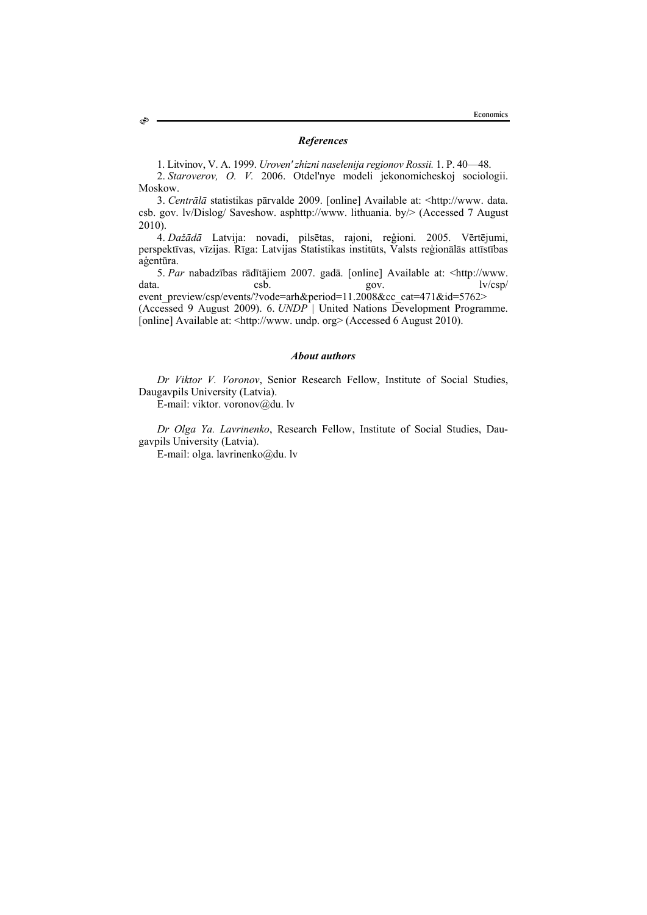### *References*

1. Litvinov, V. A. 1999. *Uroven' zhizni naselenija regionov Rossii.* 1. P. 40—48.

2. *Staroverov, O. V.* 2006. Otdel'nye modeli jekonomicheskoj sociologii. Moskow.

3. *Centrālā* statistikas pārvalde 2009. [online] Available at: <http://www. data. csb. gov. lv/Dislog/ Saveshow. asphttp://www. lithuania. by/> (Accessed 7 August 2010).

4. *Dažādā* Latvija: novadi, pilsētas, rajoni, reģioni. 2005. Vērtējumi, perspektīvas, vīzijas. Rīga: Latvijas Statistikas institūts, Valsts reģionālās attīstības aģentūra.

5. *Par* nabadzības rādītājiem 2007. gadā. [online] Available at: <http://www. data. csb. gov. lv/csp/ event_preview/csp/events/?vode=arh&period=11.2008&cc_cat=471&id=5762> (Accessed 9 August 2009). 6. *UNDP* | United Nations Development Programme. [online] Available at: <http://www. undp. org> (Accessed 6 August 2010).

### *About authors*

*Dr Viktor V. Voronov*, Senior Research Fellow, Institute of Social Studies, Daugavpils University (Latvia).

E-mail: viktor. voronov@du. lv

*Dr Olga Ya. Lavrinenko*, Research Fellow, Institute of Social Studies, Daugavpils University (Latvia).

E-mail: olga. lavrinenko@du. lv